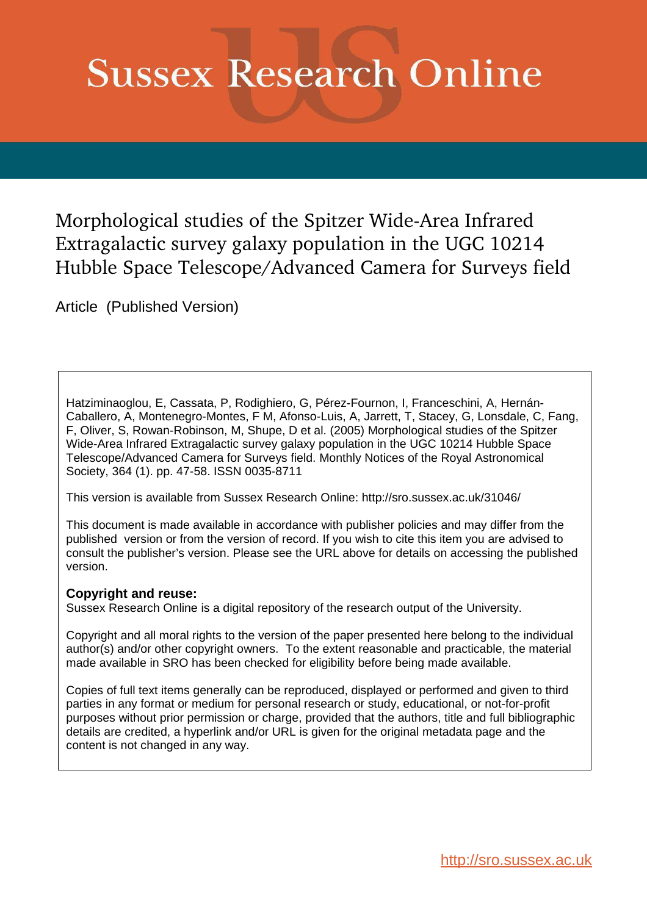# Sussex Research Online

## Morphological studies of the Spitzer Wide-Area Infrared Extragalactic survey galaxy population in the UGC 10214 Hubble Space Telescope/Advanced Camera for Surveys field

Article (Published Version)

Hatziminaoglou, E, Cassata, P, Rodighiero, G, Pérez-Fournon, I, Franceschini, A, Hernán-Caballero, A, Montenegro-Montes, F M, Afonso-Luis, A, Jarrett, T, Stacey, G, Lonsdale, C, Fang, F, Oliver, S, Rowan-Robinson, M, Shupe, D et al. (2005) Morphological studies of the Spitzer Wide-Area Infrared Extragalactic survey galaxy population in the UGC 10214 Hubble Space Telescope/Advanced Camera for Surveys field. Monthly Notices of the Royal Astronomical Society, 364 (1). pp. 47-58. ISSN 0035-8711

This version is available from Sussex Research Online: http://sro.sussex.ac.uk/31046/

This document is made available in accordance with publisher policies and may differ from the published version or from the version of record. If you wish to cite this item you are advised to consult the publisher's version. Please see the URL above for details on accessing the published version.

**Copyright and reuse:**
Sussex Research Online is a digital repository of the research output of the University.

Copyright and all moral rights to the version of the paper presented here belong to the individual author(s) and/or other copyright owners. To the extent reasonable and practicable, the material made available in SRO has been checked for eligibility before being made available.

Copies of full text items generally can be reproduced, displayed or performed and given to third parties in any format or medium for personal research or study, educational, or not-for-profit purposes without prior permission or charge, provided that the authors, title and full bibliographic details are credited, a hyperlink and/or URL is given for the original metadata page and the content is not changed in any way.

http://sro.sussex.ac.uk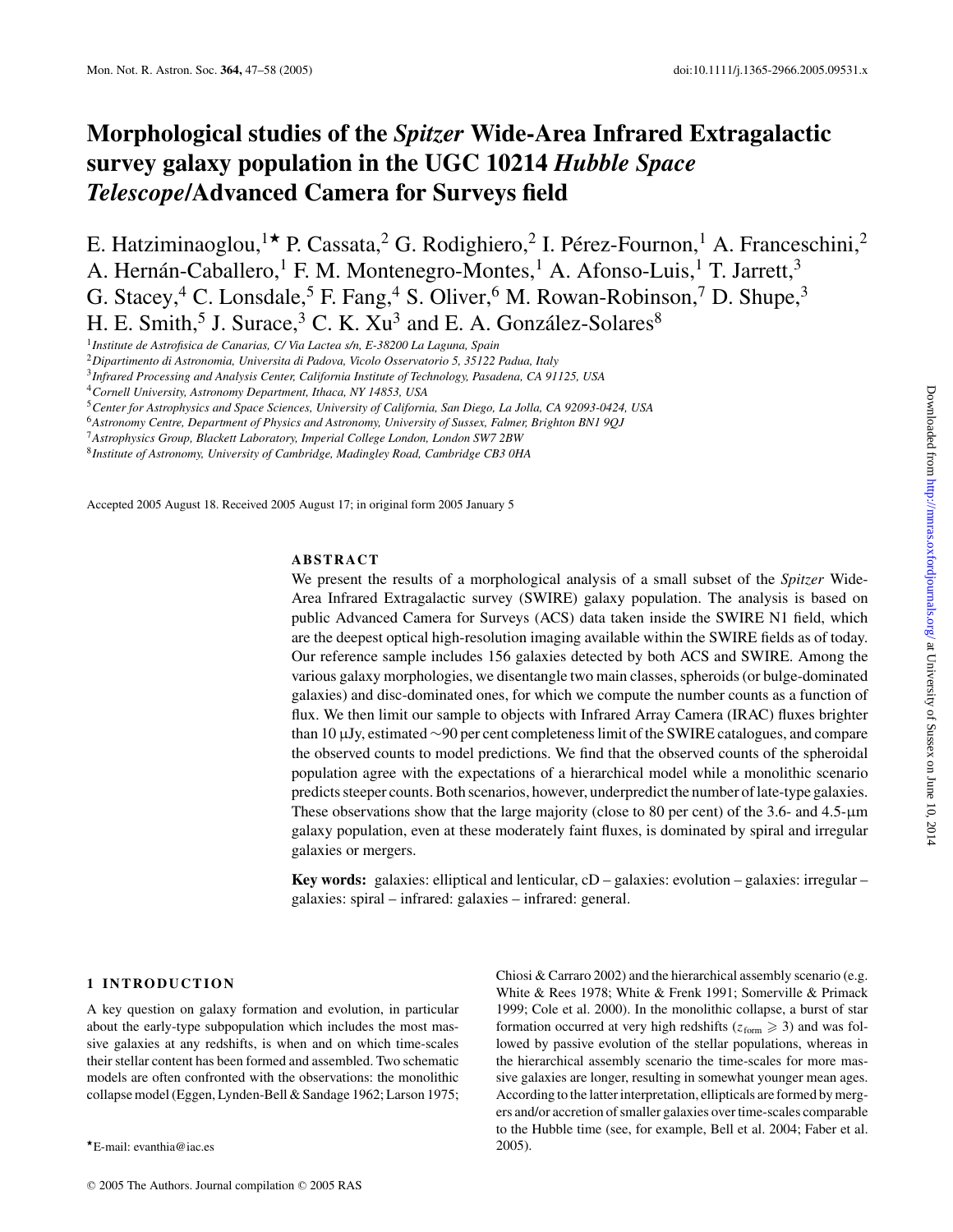# Morphological studies of the *Spitzer* Wide-Area Infrared Extragalactic survey galaxy population in the UGC 10214 *Hubble Space Telescope*/Advanced Camera for Surveys field

E. Hatziminaoglou,[1⋆] P. Cassata,[2] G. Rodighiero,[2] I. Pérez-Fournon,[1] A. Franceschini,[2] A. Hernán-Caballero,[1] F. M. Montenegro-Montes,[1] A. Afonso-Luis,[1] T. Jarrett,[3] G. Stacey,[4] C. Lonsdale,[5] F. Fang,[4] S. Oliver,[6] M. Rowan-Robinson,[7] D. Shupe,[3] H. E. Smith,[5] J. Surace,[3] C. K. Xu[3] and E. A. González-Solares[8]

[1]*Institute de Astrofisica de Canarias, C/ Via Lactea s/n, E-38200 La Laguna, Spain*
[2]*Dipartimento di Astronomia, Universita di Padova, Vicolo Osservatorio 5, 35122 Padua, Italy*
[3]*Infrared Processing and Analysis Center, California Institute of Technology, Pasadena, CA 91125, USA*
[4]*Cornell University, Astronomy Department, Ithaca, NY 14853, USA*
[5]*Center for Astrophysics and Space Sciences, University of California, San Diego, La Jolla, CA 92093-0424, USA*
[6]*Astronomy Centre, Department of Physics and Astronomy, University of Sussex, Falmer, Brighton BN1 9QJ*
[7]*Astrophysics Group, Blackett Laboratory, Imperial College London, London SW7 2BW*
[8]*Institute of Astronomy, University of Cambridge, Madingley Road, Cambridge CB3 0HA*

Accepted 2005 August 18. Received 2005 August 17; in original form 2005 January 5

## ABSTRACT

We present the results of a morphological analysis of a small subset of the *Spitzer* Wide-Area Infrared Extragalactic survey (SWIRE) galaxy population. The analysis is based on public Advanced Camera for Surveys (ACS) data taken inside the SWIRE N1 field, which are the deepest optical high-resolution imaging available within the SWIRE fields as of today. Our reference sample includes 156 galaxies detected by both ACS and SWIRE. Among the various galaxy morphologies, we disentangle two main classes, spheroids (or bulge-dominated galaxies) and disc-dominated ones, for which we compute the number counts as a function of flux. We then limit our sample to objects with Infrared Array Camera (IRAC) fluxes brighter than 10 μJy, estimated ∼90 per cent completeness limit of the SWIRE catalogues, and compare the observed counts to model predictions. We find that the observed counts of the spheroidal population agree with the expectations of a hierarchical model while a monolithic scenario predicts steeper counts. Both scenarios, however, underpredict the number of late-type galaxies. These observations show that the large majority (close to 80 per cent) of the 3.6- and 4.5-μm galaxy population, even at these moderately faint fluxes, is dominated by spiral and irregular galaxies or mergers.

**Key words:** galaxies: elliptical and lenticular, cD – galaxies: evolution – galaxies: irregular – galaxies: spiral – infrared: galaxies – infrared: general.

## 1 INTRODUCTION

A key question on galaxy formation and evolution, in particular about the early-type subpopulation which includes the most massive galaxies at any redshifts, is when and on which time-scales their stellar content has been formed and assembled. Two schematic models are often confronted with the observations: the monolithic collapse model (Eggen, Lynden-Bell & Sandage 1962; Larson 1975; Chiosi & Carraro 2002) and the hierarchical assembly scenario (e.g. White & Rees 1978; White & Frenk 1991; Somerville & Primack 1999; Cole et al. 2000). In the monolithic collapse, a burst of star formation occurred at very high redshifts ($z_{\rm form} \geqslant 3$) and was followed by passive evolution of the stellar populations, whereas in the hierarchical assembly scenario the time-scales for more massive galaxies are longer, resulting in somewhat younger mean ages. According to the latter interpretation, ellipticals are formed by mergers and/or accretion of smaller galaxies over time-scales comparable to the Hubble time (see, for example, Bell et al. 2004; Faber et al. 2005).

⋆E-mail: evanthia@iac.es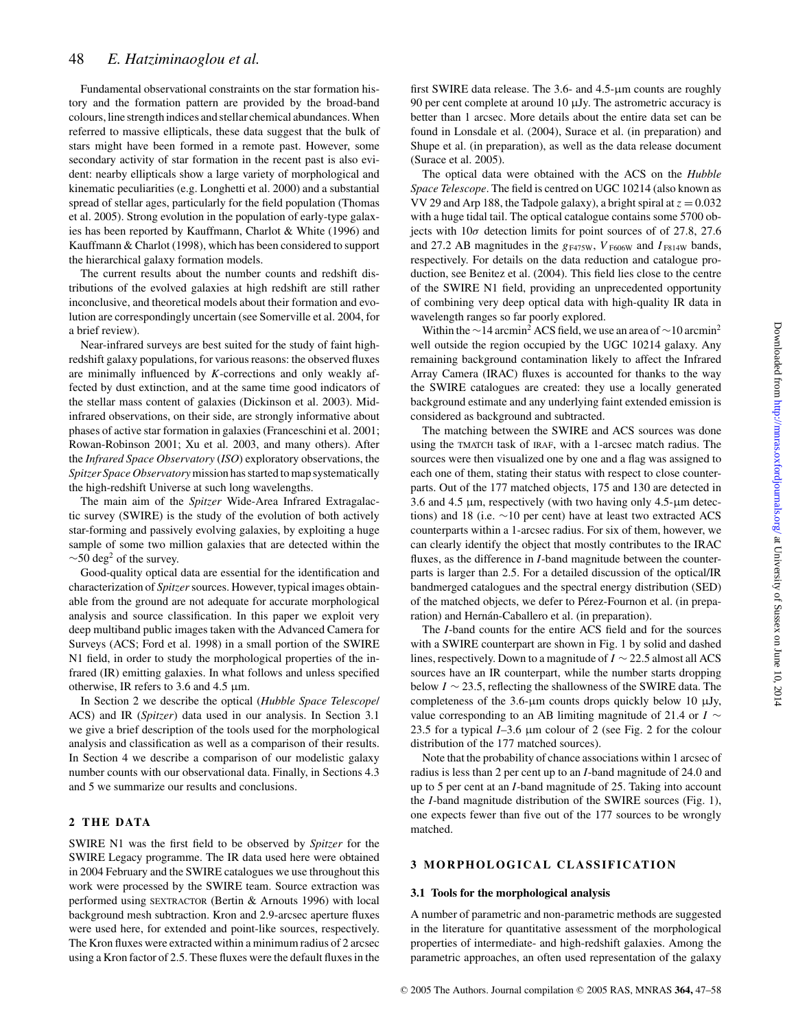Fundamental observational constraints on the star formation history and the formation pattern are provided by the broad-band colours, line strength indices and stellar chemical abundances. When referred to massive ellipticals, these data suggest that the bulk of stars might have been formed in a remote past. However, some secondary activity of star formation in the recent past is also evident: nearby ellipticals show a large variety of morphological and kinematic peculiarities (e.g. Longhetti et al. 2000) and a substantial spread of stellar ages, particularly for the field population (Thomas et al. 2005). Strong evolution in the population of early-type galaxies has been reported by Kauffmann, Charlot & White (1996) and Kauffmann & Charlot (1998), which has been considered to support the hierarchical galaxy formation models.

The current results about the number counts and redshift distributions of the evolved galaxies at high redshift are still rather inconclusive, and theoretical models about their formation and evolution are correspondingly uncertain (see Somerville et al. 2004, for a brief review).

Near-infrared surveys are best suited for the study of faint high-redshift galaxy populations, for various reasons: the observed fluxes are minimally influenced by *K*-corrections and only weakly affected by dust extinction, and at the same time good indicators of the stellar mass content of galaxies (Dickinson et al. 2003). Mid-infrared observations, on their side, are strongly informative about phases of active star formation in galaxies (Franceschini et al. 2001; Rowan-Robinson 2001; Xu et al. 2003, and many others). After the *Infrared Space Observatory* (*ISO*) exploratory observations, the *Spitzer Space Observatory* mission has started to map systematically the high-redshift Universe at such long wavelengths.

The main aim of the *Spitzer* Wide-Area Infrared Extragalactic survey (SWIRE) is the study of the evolution of both actively star-forming and passively evolving galaxies, by exploiting a huge sample of some two million galaxies that are detected within the $\sim$50 deg$^2$ of the survey.

Good-quality optical data are essential for the identification and characterization of *Spitzer* sources. However, typical images obtainable from the ground are not adequate for accurate morphological analysis and source classification. In this paper we exploit very deep multiband public images taken with the Advanced Camera for Surveys (ACS; Ford et al. 1998) in a small portion of the SWIRE N1 field, in order to study the morphological properties of the infrared (IR) emitting galaxies. In what follows and unless specified otherwise, IR refers to 3.6 and 4.5 μm.

In Section 2 we describe the optical (*Hubble Space Telescope*/ACS) and IR (*Spitzer*) data used in our analysis. In Section 3.1 we give a brief description of the tools used for the morphological analysis and classification as well as a comparison of their results. In Section 4 we describe a comparison of our modelistic galaxy number counts with our observational data. Finally, in Sections 4.3 and 5 we summarize our results and conclusions.

## 2 THE DATA

SWIRE N1 was the first field to be observed by *Spitzer* for the SWIRE Legacy programme. The IR data used here were obtained in 2004 February and the SWIRE catalogues we use throughout this work were processed by the SWIRE team. Source extraction was performed using SEXTRACTOR (Bertin & Arnouts 1996) with local background mesh subtraction. Kron and 2.9-arcsec aperture fluxes were used here, for extended and point-like sources, respectively. The Kron fluxes were extracted within a minimum radius of 2 arcsec using a Kron factor of 2.5. These fluxes were the default fluxes in the first SWIRE data release. The 3.6- and 4.5-μm counts are roughly 90 per cent complete at around 10 μJy. The astrometric accuracy is better than 1 arcsec. More details about the entire data set can be found in Lonsdale et al. (2004), Surace et al. (in preparation) and Shupe et al. (in preparation), as well as the data release document (Surace et al. 2005).

The optical data were obtained with the ACS on the *Hubble Space Telescope*. The field is centred on UGC 10214 (also known as VV 29 and Arp 188, the Tadpole galaxy), a bright spiral at $z = 0.032$ with a huge tidal tail. The optical catalogue contains some 5700 objects with 10$\sigma$ detection limits for point sources of 27.8, 27.6 and 27.2 AB magnitudes in the $g_{\rm F475W}$, $V_{\rm F606W}$ and $I_{\rm F814W}$ bands, respectively. For details on the data reduction and catalogue production, see Benitez et al. (2004). This field lies close to the centre of the SWIRE N1 field, providing an unprecedented opportunity of combining very deep optical data with high-quality IR data in wavelength ranges so far poorly explored.

Within the $\sim$14 arcmin$^2$ ACS field, we use an area of $\sim$10 arcmin$^2$ well outside the region occupied by the UGC 10214 galaxy. Any remaining background contamination likely to affect the Infrared Array Camera (IRAC) fluxes is accounted for thanks to the way the SWIRE catalogues are created: they use a locally generated background estimate and any underlying faint extended emission is considered as background and subtracted.

The matching between the SWIRE and ACS sources was done using the TMATCH task of IRAF, with a 1-arcsec match radius. The sources were then visualized one by one and a flag was assigned to each one of them, stating their status with respect to close counterparts. Out of the 177 matched objects, 175 and 130 are detected in 3.6 and 4.5 μm, respectively (with two having only 4.5-μm detections) and 18 (i.e. $\sim$10 per cent) have at least two extracted ACS counterparts within a 1-arcsec radius. For six of them, however, we can clearly identify the object that mostly contributes to the IRAC fluxes, as the difference in *I*-band magnitude between the counterparts is larger than 2.5. For a detailed discussion of the optical/IR bandmerged catalogues and the spectral energy distribution (SED) of the matched objects, we defer to Pérez-Fournon et al. (in preparation) and Hernán-Caballero et al. (in preparation).

The *I*-band counts for the entire ACS field and for the sources with a SWIRE counterpart are shown in Fig. 1 by solid and dashed lines, respectively. Down to a magnitude of $I \sim 22.5$ almost all ACS sources have an IR counterpart, while the number starts dropping below $I \sim 23.5$, reflecting the shallowness of the SWIRE data. The completeness of the 3.6-μm counts drops quickly below 10 μJy, value corresponding to an AB limiting magnitude of 21.4 or $I \sim 23.5$ for a typical $I$–3.6 μm colour of 2 (see Fig. 2 for the colour distribution of the 177 matched sources).

Note that the probability of chance associations within 1 arcsec of radius is less than 2 per cent up to an *I*-band magnitude of 24.0 and up to 5 per cent at an *I*-band magnitude of 25. Taking into account the *I*-band magnitude distribution of the SWIRE sources (Fig. 1), one expects fewer than five out of the 177 sources to be wrongly matched.

## 3 MORPHOLOGICAL CLASSIFICATION

### 3.1 Tools for the morphological analysis

A number of parametric and non-parametric methods are suggested in the literature for quantitative assessment of the morphological properties of intermediate- and high-redshift galaxies. Among the parametric approaches, an often used representation of the galaxy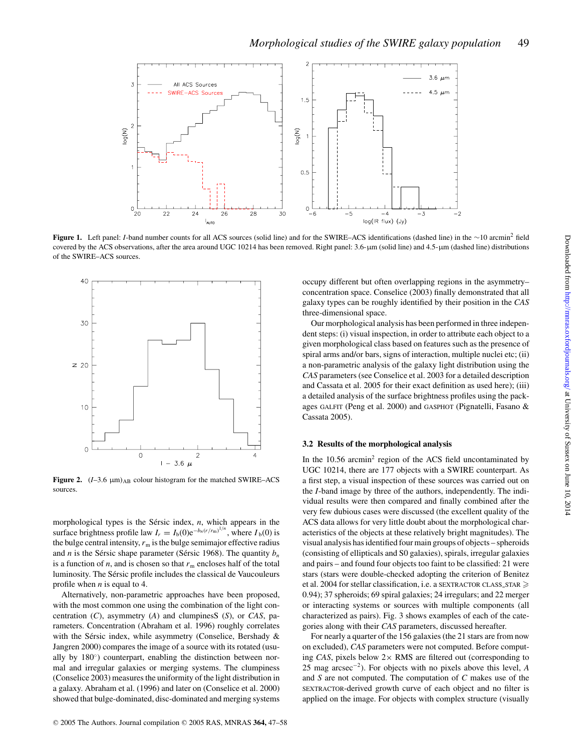Figure 1. Left panel: $I$-band number counts for all ACS sources (solid line) and for the SWIRE–ACS identifications (dashed line) in the ∼10 arcmin$^2$ field covered by the ACS observations, after the area around UGC 10214 has been removed. Right panel: 3.6-μm (solid line) and 4.5-μm (dashed line) distributions of the SWIRE–ACS sources.

Figure 2. $(I$–3.6 μm$)_{\rm AB}$ colour histogram for the matched SWIRE–ACS sources.

morphological types is the Sérsic index, $n$, which appears in the surface brightness profile law $I_r = I_{\rm b}(0){\rm e}^{-b_n (r/r_{\rm m})^{1/n}}$, where $I_{\rm b}(0)$ is the bulge central intensity, $r_{\rm m}$ is the bulge semimajor effective radius and $n$ is the Sérsic shape parameter (Sérsic 1968). The quantity $b_n$ is a function of $n$, and is chosen so that $r_{\rm m}$ encloses half of the total luminosity. The Sérsic profile includes the classical de Vaucouleurs profile when $n$ is equal to 4.

Alternatively, non-parametric approaches have been proposed, with the most common one using the combination of the light concentration ($C$), asymmetry ($A$) and clumpinesS ($S$), or *CAS*, parameters. Concentration (Abraham et al. 1996) roughly correlates with the Sérsic index, while asymmetry (Conselice, Bershady & Jangren 2000) compares the image of a source with its rotated (usually by 180°) counterpart, enabling the distinction between normal and irregular galaxies or merging systems. The clumpiness (Conselice 2003) measures the uniformity of the light distribution in a galaxy. Abraham et al. (1996) and later on (Conselice et al. 2000) showed that bulge-dominated, disc-dominated and merging systems occupy different but often overlapping regions in the asymmetry–concentration space. Conselice (2003) finally demonstrated that all galaxy types can be roughly identified by their position in the *CAS* three-dimensional space.

Our morphological analysis has been performed in three independent steps: (i) visual inspection, in order to attribute each object to a given morphological class based on features such as the presence of spiral arms and/or bars, signs of interaction, multiple nuclei etc; (ii) a non-parametric analysis of the galaxy light distribution using the *CAS* parameters (see Conselice et al. 2003 for a detailed description and Cassata et al. 2005 for their exact definition as used here); (iii) a detailed analysis of the surface brightness profiles using the packages GALFIT (Peng et al. 2000) and GASPHOT (Pignatelli, Fasano & Cassata 2005).

### 3.2 Results of the morphological analysis

In the 10.56 arcmin$^2$ region of the ACS field uncontaminated by UGC 10214, there are 177 objects with a SWIRE counterpart. As a first step, a visual inspection of these sources was carried out on the $I$-band image by three of the authors, independently. The individual results were then compared and finally combined after the very few dubious cases were discussed (the excellent quality of the ACS data allows for very little doubt about the morphological characteristics of the objects at these relatively bright magnitudes). The visual analysis has identified four main groups of objects – spheroids (consisting of ellipticals and S0 galaxies), spirals, irregular galaxies and pairs – and found four objects too faint to be classified: 21 were stars (stars were double-checked adopting the criterion of Benitez et al. 2004 for stellar classification, i.e. a SEXTRACTOR CLASS_STAR ⩾ 0.94); 37 spheroids; 69 spiral galaxies; 24 irregulars; and 22 merger or interacting systems or sources with multiple components (all characterized as pairs). Fig. 3 shows examples of each of the categories along with their *CAS* parameters, discussed hereafter.

For nearly a quarter of the 156 galaxies (the 21 stars are from now on excluded), *CAS* parameters were not computed. Before computing *CAS*, pixels below 2× RMS are filtered out (corresponding to 25 mag arcsec$^{-2}$). For objects with no pixels above this level, $A$ and $S$ are not computed. The computation of $C$ makes use of the SEXTRACTOR-derived growth curve of each object and no filter is applied on the image. For objects with complex structure (visually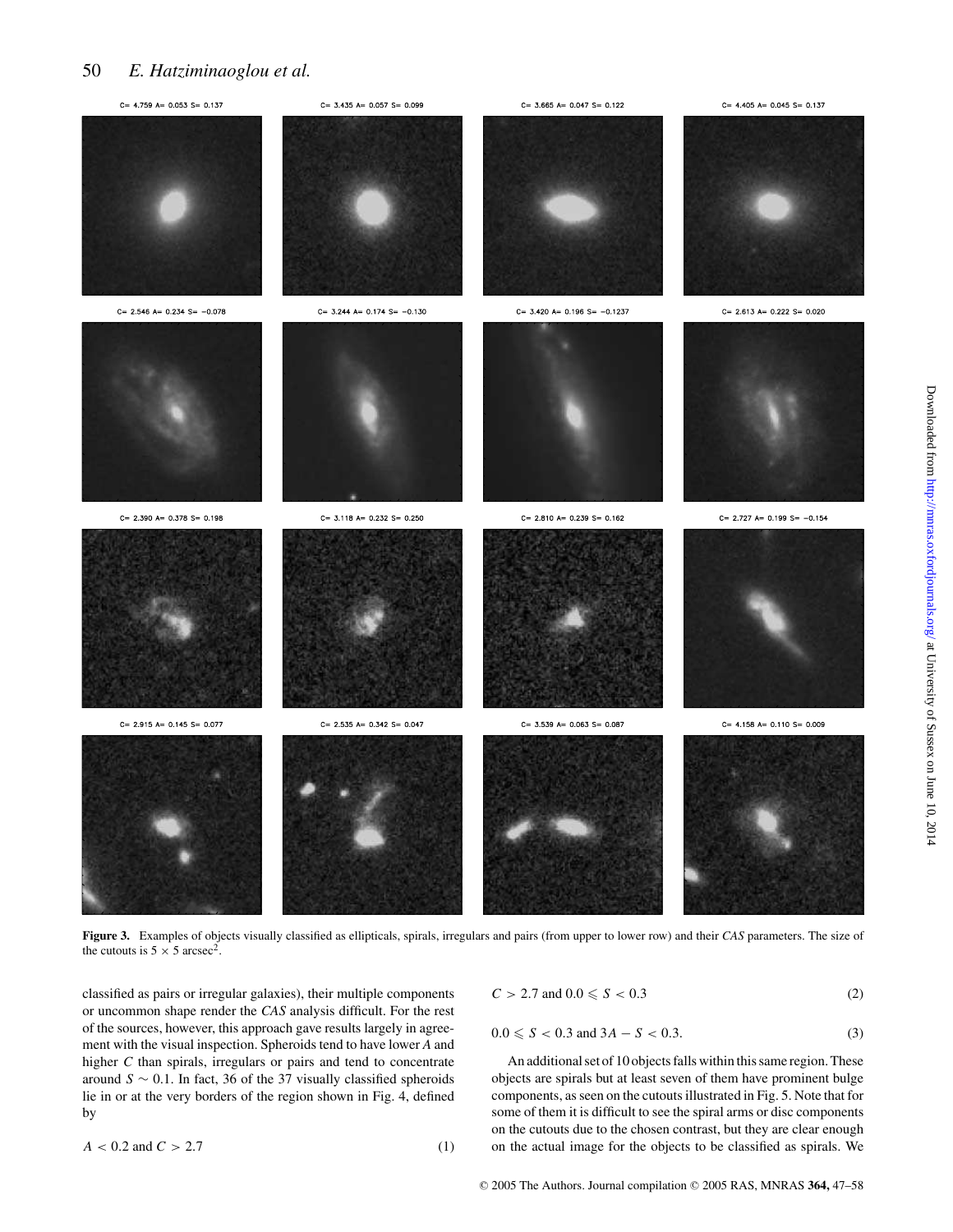C= 4.759 A= 0.053 S= 0.137

C= 3.435 A= 0.057 S= 0.099

C= 3.665 A= 0.047 S= 0.122

C= 4.405 A= 0.045 S= 0.137

C= 2.546 A= 0.234 S= −0.078

C= 3.244 A= 0.174 S= −0.130

C= 3.420 A= 0.196 S= −0.1237

C= 2.613 A= 0.222 S= 0.020

C= 2.390 A= 0.378 S= 0.198

C= 3.118 A= 0.232 S= 0.250

C= 2.810 A= 0.239 S= 0.162

C= 2.727 A= 0.199 S= −0.154

C= 2.915 A= 0.145 S= 0.077

C= 2.535 A= 0.342 S= 0.047

C= 3.539 A= 0.063 S= 0.087

C= 4.158 A= 0.110 S= 0.009

**Figure 3.** Examples of objects visually classified as ellipticals, spirals, irregulars and pairs (from upper to lower row) and their *CAS* parameters. The size of the cutouts is $5 \times 5$ arcsec$^2$.

classified as pairs or irregular galaxies), their multiple components or uncommon shape render the *CAS* analysis difficult. For the rest of the sources, however, this approach gave results largely in agreement with the visual inspection. Spheroids tend to have lower $A$ and higher $C$ than spirals, irregulars or pairs and tend to concentrate around $S \sim 0.1$. In fact, 36 of the 37 visually classified spheroids lie in or at the very borders of the region shown in Fig. 4, defined by

$$A < 0.2 \text{ and } C > 2.7 \tag{1}$$

$$C > 2.7 \text{ and } 0.0 \leqslant S < 0.3 \tag{2}$$

$$0.0 \leqslant S < 0.3 \text{ and } 3A - S < 0.3. \tag{3}$$

An additional set of 10 objects falls within this same region. These objects are spirals but at least seven of them have prominent bulge components, as seen on the cutouts illustrated in Fig. 5. Note that for some of them it is difficult to see the spiral arms or disc components on the cutouts due to the chosen contrast, but they are clear enough on the actual image for the objects to be classified as spirals. We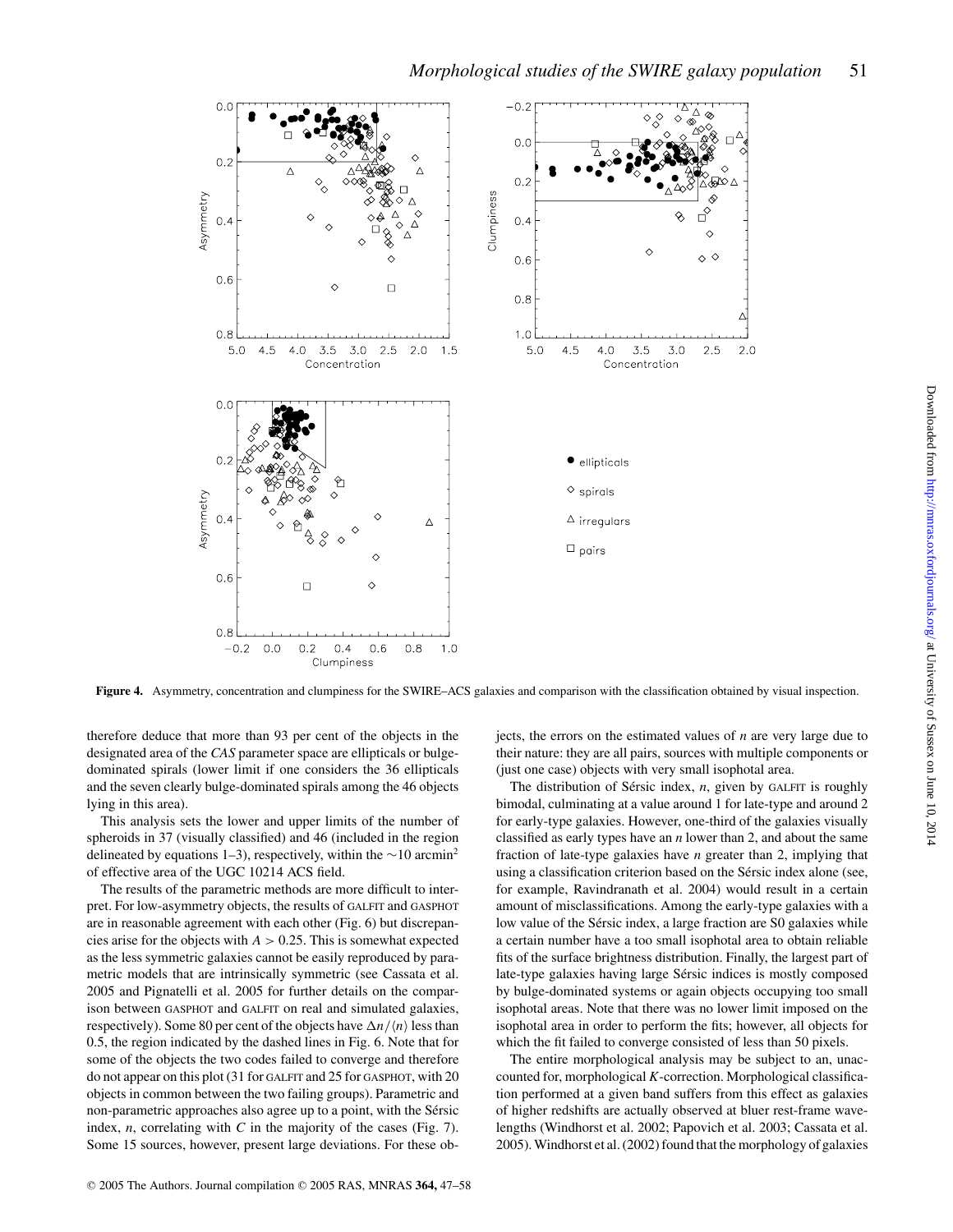**Figure 4.** Asymmetry, concentration and clumpiness for the SWIRE–ACS galaxies and comparison with the classification obtained by visual inspection.

therefore deduce that more than 93 per cent of the objects in the designated area of the *CAS* parameter space are ellipticals or bulge-dominated spirals (lower limit if one considers the 36 ellipticals and the seven clearly bulge-dominated spirals among the 46 objects lying in this area).

This analysis sets the lower and upper limits of the number of spheroids in 37 (visually classified) and 46 (included in the region delineated by equations 1–3), respectively, within the $\sim$10 arcmin$^2$ of effective area of the UGC 10214 ACS field.

The results of the parametric methods are more difficult to interpret. For low-asymmetry objects, the results of GALFIT and GASPHOT are in reasonable agreement with each other (Fig. 6) but discrepancies arise for the objects with $A > 0.25$. This is somewhat expected as the less symmetric galaxies cannot be easily reproduced by parametric models that are intrinsically symmetric (see Cassata et al. 2005 and Pignatelli et al. 2005 for further details on the comparison between GASPHOT and GALFIT on real and simulated galaxies, respectively). Some 80 per cent of the objects have $\Delta n/\langle n \rangle$ less than 0.5, the region indicated by the dashed lines in Fig. 6. Note that for some of the objects the two codes failed to converge and therefore do not appear on this plot (31 for GALFIT and 25 for GASPHOT, with 20 objects in common between the two failing groups). Parametric and non-parametric approaches also agree up to a point, with the Sérsic index, $n$, correlating with $C$ in the majority of the cases (Fig. 7). Some 15 sources, however, present large deviations. For these objects, the errors on the estimated values of $n$ are very large due to their nature: they are all pairs, sources with multiple components or (just one case) objects with very small isophotal area.

The distribution of Sérsic index, $n$, given by GALFIT is roughly bimodal, culminating at a value around 1 for late-type and around 2 for early-type galaxies. However, one-third of the galaxies visually classified as early types have an $n$ lower than 2, and about the same fraction of late-type galaxies have $n$ greater than 2, implying that using a classification criterion based on the Sérsic index alone (see, for example, Ravindranath et al. 2004) would result in a certain amount of misclassifications. Among the early-type galaxies with a low value of the Sérsic index, a large fraction are S0 galaxies while a certain number have a too small isophotal area to obtain reliable fits of the surface brightness distribution. Finally, the largest part of late-type galaxies having large Sérsic indices is mostly composed by bulge-dominated systems or again objects occupying too small isophotal areas. Note that there was no lower limit imposed on the isophotal area in order to perform the fits; however, all objects for which the fit failed to converge consisted of less than 50 pixels.

The entire morphological analysis may be subject to an, unaccounted for, morphological *K*-correction. Morphological classification performed at a given band suffers from this effect as galaxies of higher redshifts are actually observed at bluer rest-frame wavelengths (Windhorst et al. 2002; Papovich et al. 2003; Cassata et al. 2005). Windhorst et al. (2002) found that the morphology of galaxies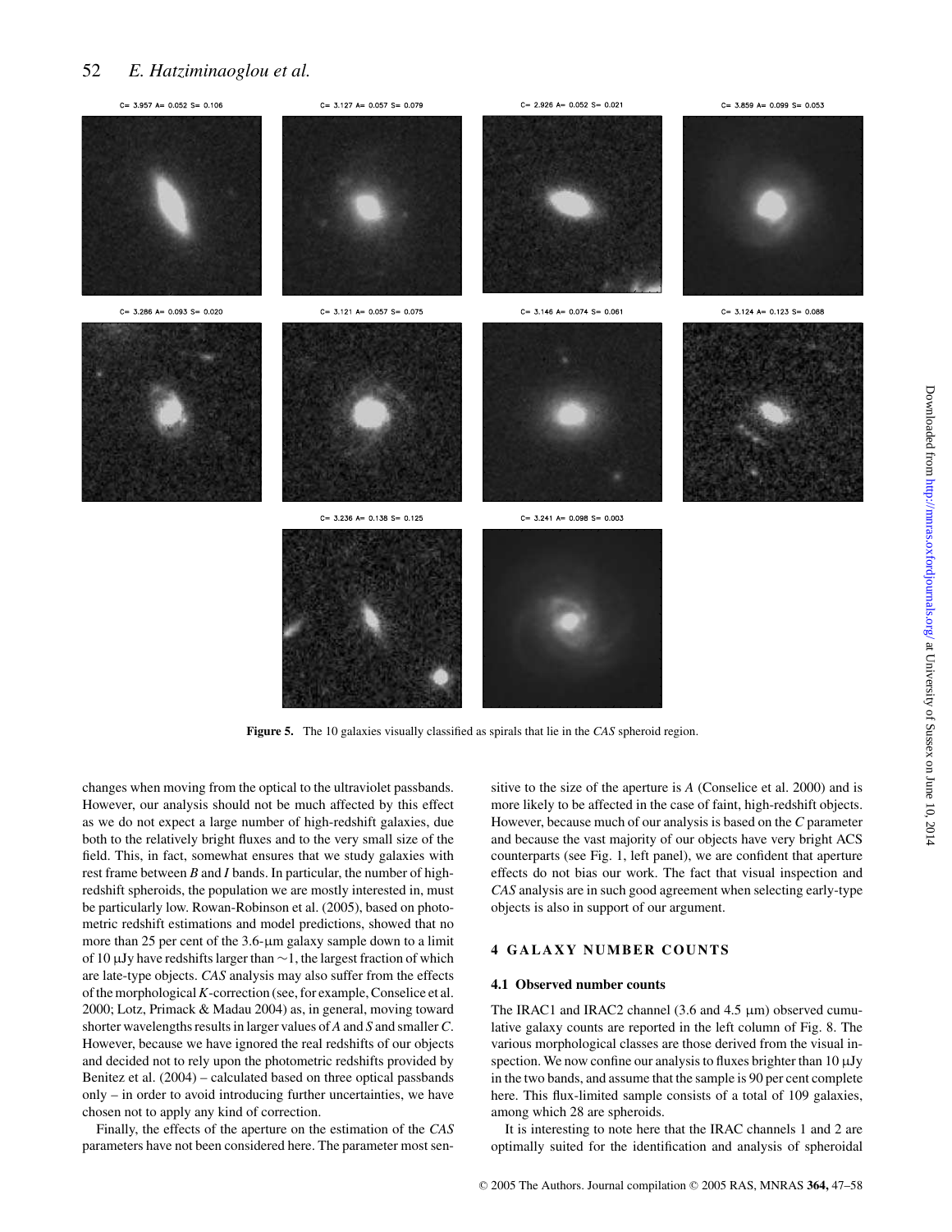C= 3.957 A= 0.052 S= 0.106

C= 3.127 A= 0.057 S= 0.079

C= 2.926 A= 0.052 S= 0.021

C= 3.859 A= 0.099 S= 0.053

C= 3.286 A= 0.093 S= 0.020

C= 3.121 A= 0.057 S= 0.075

C= 3.146 A= 0.074 S= 0.061

C= 3.124 A= 0.123 S= 0.088

C= 3.236 A= 0.138 S= 0.125

C= 3.241 A= 0.098 S= 0.003

**Figure 5.** The 10 galaxies visually classified as spirals that lie in the *CAS* spheroid region.

changes when moving from the optical to the ultraviolet passbands. However, our analysis should not be much affected by this effect as we do not expect a large number of high-redshift galaxies, due both to the relatively bright fluxes and to the very small size of the field. This, in fact, somewhat ensures that we study galaxies with rest frame between *B* and *I* bands. In particular, the number of high-redshift spheroids, the population we are mostly interested in, must be particularly low. Rowan-Robinson et al. (2005), based on photometric redshift estimations and model predictions, showed that no more than 25 per cent of the 3.6-μm galaxy sample down to a limit of 10 μJy have redshifts larger than ∼1, the largest fraction of which are late-type objects. *CAS* analysis may also suffer from the effects of the morphological *K*-correction (see, for example, Conselice et al. 2000; Lotz, Primack & Madau 2004) as, in general, moving toward shorter wavelengths results in larger values of *A* and *S* and smaller *C*. However, because we have ignored the real redshifts of our objects and decided not to rely upon the photometric redshifts provided by Benitez et al. (2004) – calculated based on three optical passbands only – in order to avoid introducing further uncertainties, we have chosen not to apply any kind of correction.

Finally, the effects of the aperture on the estimation of the *CAS* parameters have not been considered here. The parameter most sensitive to the size of the aperture is *A* (Conselice et al. 2000) and is more likely to be affected in the case of faint, high-redshift objects. However, because much of our analysis is based on the *C* parameter and because the vast majority of our objects have very bright ACS counterparts (see Fig. 1, left panel), we are confident that aperture effects do not bias our work. The fact that visual inspection and *CAS* analysis are in such good agreement when selecting early-type objects is also in support of our argument.

## 4 GALAXY NUMBER COUNTS

### 4.1 Observed number counts

The IRAC1 and IRAC2 channel (3.6 and 4.5 μm) observed cumulative galaxy counts are reported in the left column of Fig. 8. The various morphological classes are those derived from the visual inspection. We now confine our analysis to fluxes brighter than 10 μJy in the two bands, and assume that the sample is 90 per cent complete here. This flux-limited sample consists of a total of 109 galaxies, among which 28 are spheroids.

It is interesting to note here that the IRAC channels 1 and 2 are optimally suited for the identification and analysis of spheroidal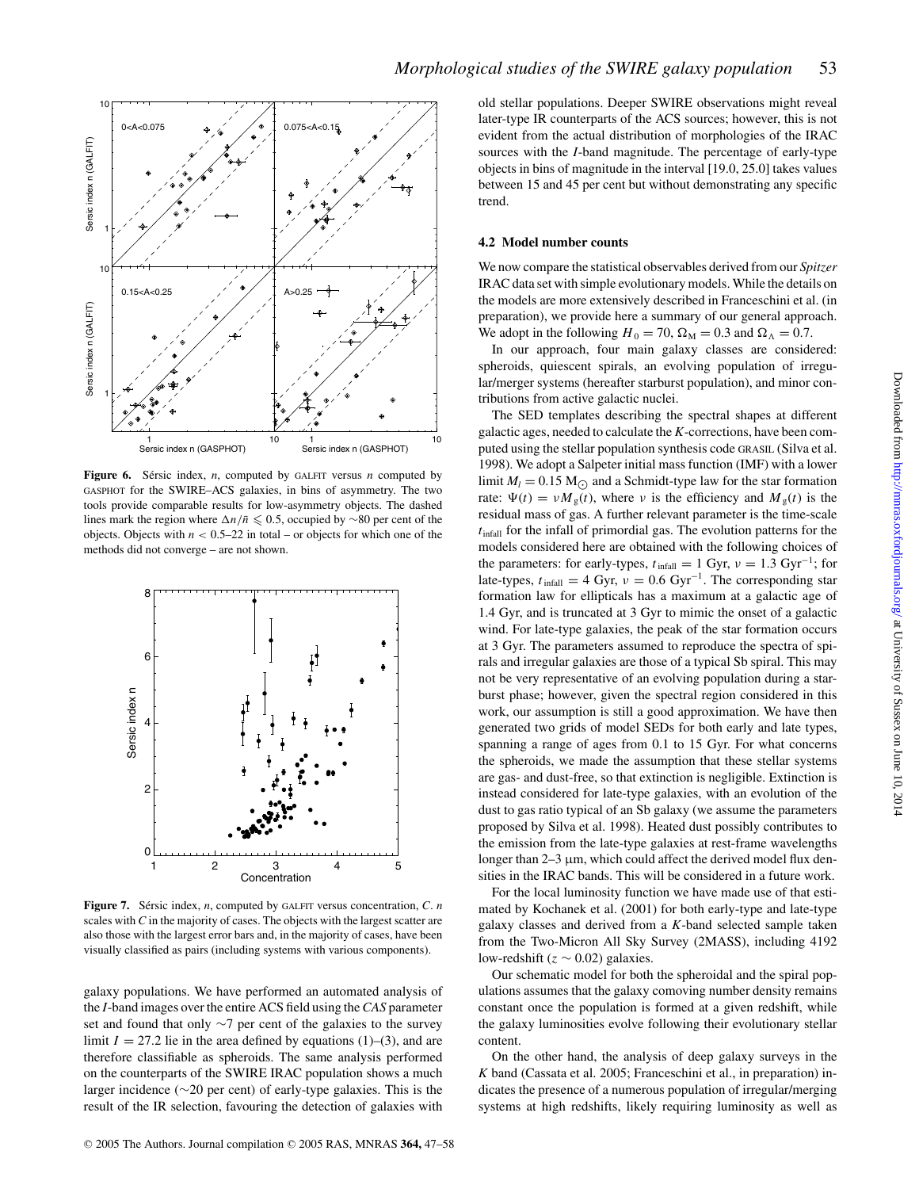**Figure 6.** Sérsic index, $n$, computed by GALFIT versus $n$ computed by GASPHOT for the SWIRE–ACS galaxies, in bins of asymmetry. The two tools provide comparable results for low-asymmetry objects. The dashed lines mark the region where $\Delta n/\bar{n} \leqslant 0.5$, occupied by ∼80 per cent of the objects. Objects with $n < 0.5$–22 in total – or objects for which one of the methods did not converge – are not shown.

**Figure 7.** Sérsic index, $n$, computed by GALFIT versus concentration, $C$. $n$ scales with $C$ in the majority of cases. The objects with the largest scatter are also those with the largest error bars and, in the majority of cases, have been visually classified as pairs (including systems with various components).

galaxy populations. We have performed an automated analysis of the $I$-band images over the entire ACS field using the *CAS* parameter set and found that only ∼7 per cent of the galaxies to the survey limit $I = 27.2$ lie in the area defined by equations (1)–(3), and are therefore classifiable as spheroids. The same analysis performed on the counterparts of the SWIRE IRAC population shows a much larger incidence (∼20 per cent) of early-type galaxies. This is the result of the IR selection, favouring the detection of galaxies with old stellar populations. Deeper SWIRE observations might reveal later-type IR counterparts of the ACS sources; however, this is not evident from the actual distribution of morphologies of the IRAC sources with the $I$-band magnitude. The percentage of early-type objects in bins of magnitude in the interval [19.0, 25.0] takes values between 15 and 45 per cent but without demonstrating any specific trend.

### 4.2 Model number counts

We now compare the statistical observables derived from our *Spitzer* IRAC data set with simple evolutionary models. While the details on the models are more extensively described in Franceschini et al. (in preparation), we provide here a summary of our general approach. We adopt in the following $H_0 = 70$, $\Omega_{\rm M} = 0.3$ and $\Omega_\Lambda = 0.7$.

In our approach, four main galaxy classes are considered: spheroids, quiescent spirals, an evolving population of irregular/merger systems (hereafter starburst population), and minor contributions from active galactic nuclei.

The SED templates describing the spectral shapes at different galactic ages, needed to calculate the $K$-corrections, have been computed using the stellar population synthesis code GRASIL (Silva et al. 1998). We adopt a Salpeter initial mass function (IMF) with a lower limit $M_l = 0.15\ {\rm M}_\odot$ and a Schmidt-type law for the star formation rate: $\Psi(t) = \nu M_{\rm g}(t)$, where $\nu$ is the efficiency and $M_{\rm g}(t)$ is the residual mass of gas. A further relevant parameter is the time-scale $t_{\rm infall}$ for the infall of primordial gas. The evolution patterns for the models considered here are obtained with the following choices of the parameters: for early-types, $t_{\rm infall} = 1$ Gyr, $\nu = 1.3\ {\rm Gyr}^{-1}$; for late-types, $t_{\rm infall} = 4$ Gyr, $\nu = 0.6\ {\rm Gyr}^{-1}$. The corresponding star formation law for ellipticals has a maximum at a galactic age of 1.4 Gyr, and is truncated at 3 Gyr to mimic the onset of a galactic wind. For late-type galaxies, the peak of the star formation occurs at 3 Gyr. The parameters assumed to reproduce the spectra of spirals and irregular galaxies are those of a typical Sb spiral. This may not be very representative of an evolving population during a starburst phase; however, given the spectral region considered in this work, our assumption is still a good approximation. We have then generated two grids of model SEDs for both early and late types, spanning a range of ages from 0.1 to 15 Gyr. For what concerns the spheroids, we made the assumption that these stellar systems are gas- and dust-free, so that extinction is negligible. Extinction is instead considered for late-type galaxies, with an evolution of the dust to gas ratio typical of an Sb galaxy (we assume the parameters proposed by Silva et al. 1998). Heated dust possibly contributes to the emission from the late-type galaxies at rest-frame wavelengths longer than 2–3 μm, which could affect the derived model flux densities in the IRAC bands. This will be considered in a future work.

For the local luminosity function we have made use of that estimated by Kochanek et al. (2001) for both early-type and late-type galaxy classes and derived from a $K$-band selected sample taken from the Two-Micron All Sky Survey (2MASS), including 4192 low-redshift ($z \sim 0.02$) galaxies.

Our schematic model for both the spheroidal and the spiral populations assumes that the galaxy comoving number density remains constant once the population is formed at a given redshift, while the galaxy luminosities evolve following their evolutionary stellar content.

On the other hand, the analysis of deep galaxy surveys in the $K$ band (Cassata et al. 2005; Franceschini et al., in preparation) indicates the presence of a numerous population of irregular/merging systems at high redshifts, likely requiring luminosity as well as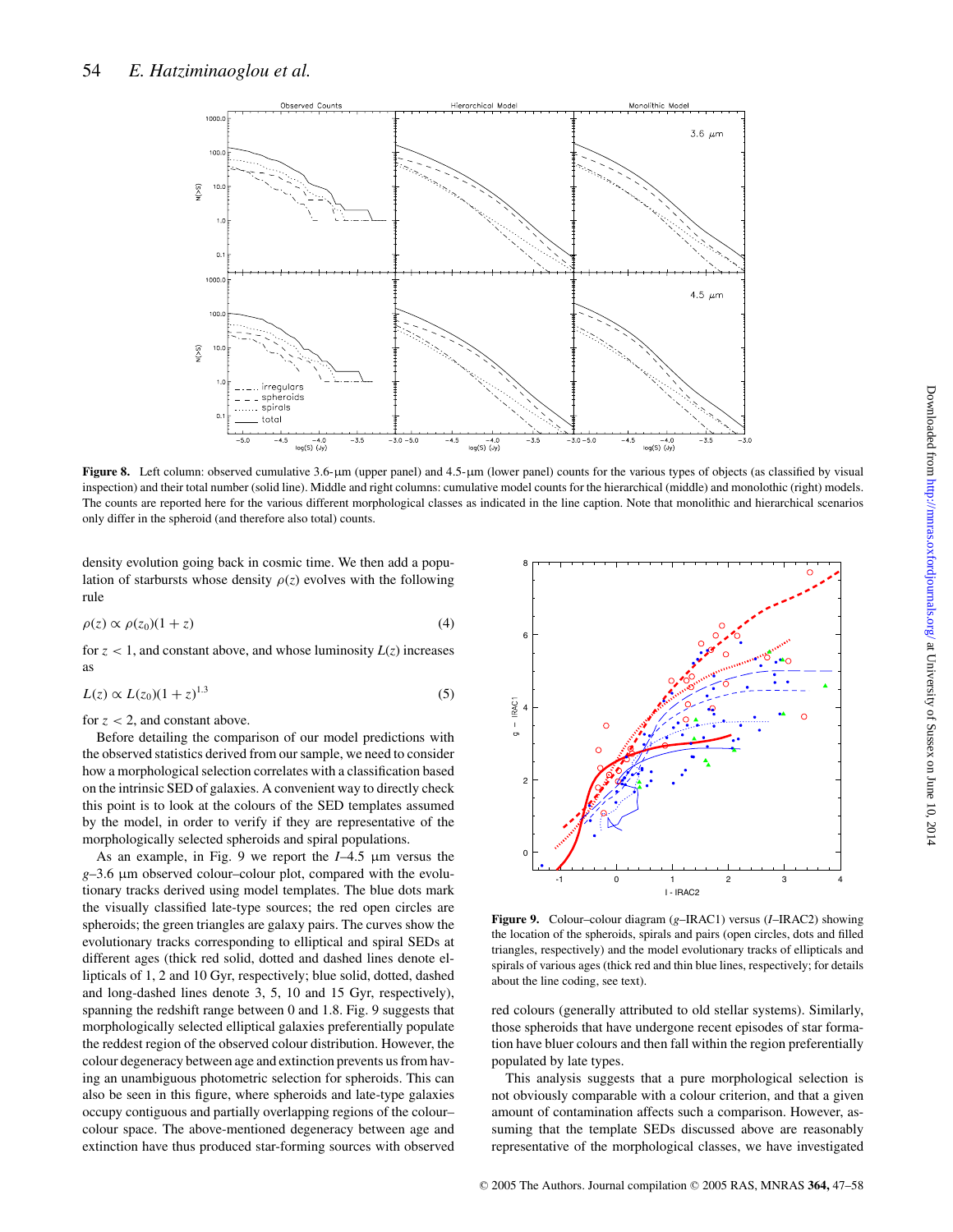Figure 8. Left column: observed cumulative 3.6-μm (upper panel) and 4.5-μm (lower panel) counts for the various types of objects (as classified by visual inspection) and their total number (solid line). Middle and right columns: cumulative model counts for the hierarchical (middle) and monolithic (right) models. The counts are reported here for the various different morphological classes as indicated in the line caption. Note that monolithic and hierarchical scenarios only differ in the spheroid (and therefore also total) counts.

density evolution going back in cosmic time. We then add a population of starbursts whose density $\rho(z)$ evolves with the following rule

$$\rho(z) \propto \rho(z_0)(1+z) \tag{4}$$

for $z < 1$, and constant above, and whose luminosity $L(z)$ increases as

$$L(z) \propto L(z_0)(1+z)^{1.3} \tag{5}$$

for $z < 2$, and constant above.

Before detailing the comparison of our model predictions with the observed statistics derived from our sample, we need to consider how a morphological selection correlates with a classification based on the intrinsic SED of galaxies. A convenient way to directly check this point is to look at the colours of the SED templates assumed by the model, in order to verify if they are representative of the morphologically selected spheroids and spiral populations.

As an example, in Fig. 9 we report the $I$–4.5 μm versus the $g$–3.6 μm observed colour–colour plot, compared with the evolutionary tracks derived using model templates. The blue dots mark the visually classified late-type sources; the red open circles are spheroids; the green triangles are galaxy pairs. The curves show the evolutionary tracks corresponding to elliptical and spiral SEDs at different ages (thick red solid, dotted and dashed lines denote ellipticals of 1, 2 and 10 Gyr, respectively; blue solid, dotted, dashed and long-dashed lines denote 3, 5, 10 and 15 Gyr, respectively), spanning the redshift range between 0 and 1.8. Fig. 9 suggests that morphologically selected elliptical galaxies preferentially populate the reddest region of the observed colour distribution. However, the colour degeneracy between age and extinction prevents us from having an unambiguous photometric selection for spheroids. This can also be seen in this figure, where spheroids and late-type galaxies occupy contiguous and partially overlapping regions of the colour–colour space. The above-mentioned degeneracy between age and extinction have thus produced star-forming sources with observed red colours (generally attributed to old stellar systems). Similarly, those spheroids that have undergone recent episodes of star formation have bluer colours and then fall within the region preferentially populated by late types.

Figure 9. Colour–colour diagram ($g$–IRAC1) versus ($I$–IRAC2) showing the location of the spheroids, spirals and pairs (open circles, dots and filled triangles, respectively) and the model evolutionary tracks of ellipticals and spirals of various ages (thick red and thin blue lines, respectively; for details about the line coding, see text).

This analysis suggests that a pure morphological selection is not obviously comparable with a colour criterion, and that a given amount of contamination affects such a comparison. However, assuming that the template SEDs discussed above are reasonably representative of the morphological classes, we have investigated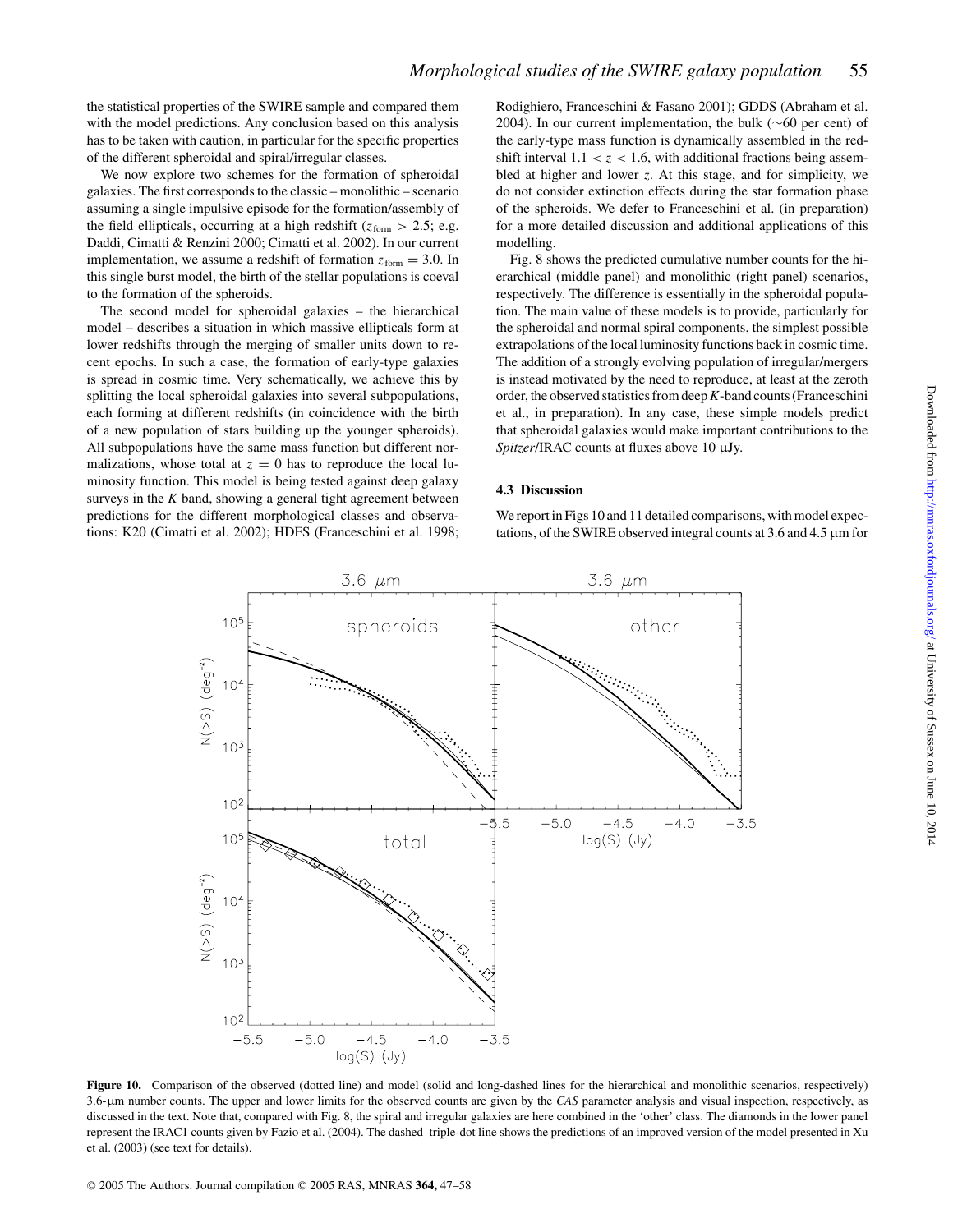the statistical properties of the SWIRE sample and compared them with the model predictions. Any conclusion based on this analysis has to be taken with caution, in particular for the specific properties of the different spheroidal and spiral/irregular classes.

We now explore two schemes for the formation of spheroidal galaxies. The first corresponds to the classic – monolithic – scenario assuming a single impulsive episode for the formation/assembly of the field ellipticals, occurring at a high redshift ($z_{\rm form} > 2.5$; e.g. Daddi, Cimatti & Renzini 2000; Cimatti et al. 2002). In our current implementation, we assume a redshift of formation $z_{\rm form} = 3.0$. In this single burst model, the birth of the stellar populations is coeval to the formation of the spheroids.

The second model for spheroidal galaxies – the hierarchical model – describes a situation in which massive ellipticals form at lower redshifts through the merging of smaller units down to recent epochs. In such a case, the formation of early-type galaxies is spread in cosmic time. Very schematically, we achieve this by splitting the local spheroidal galaxies into several subpopulations, each forming at different redshifts (in coincidence with the birth of a new population of stars building up the younger spheroids). All subpopulations have the same mass function but different normalizations, whose total at $z = 0$ has to reproduce the local luminosity function. This model is being tested against deep galaxy surveys in the *K* band, showing a general tight agreement between predictions for the different morphological classes and observations: K20 (Cimatti et al. 2002); HDFS (Franceschini et al. 1998; Rodighiero, Franceschini & Fasano 2001); GDDS (Abraham et al. 2004). In our current implementation, the bulk (∼60 per cent) of the early-type mass function is dynamically assembled in the redshift interval $1.1 < z < 1.6$, with additional fractions being assembled at higher and lower *z*. At this stage, and for simplicity, we do not consider extinction effects during the star formation phase of the spheroids. We defer to Franceschini et al. (in preparation) for a more detailed discussion and additional applications of this modelling.

Fig. 8 shows the predicted cumulative number counts for the hierarchical (middle panel) and monolithic (right panel) scenarios, respectively. The difference is essentially in the spheroidal population. The main value of these models is to provide, particularly for the spheroidal and normal spiral components, the simplest possible extrapolations of the local luminosity functions back in cosmic time. The addition of a strongly evolving population of irregular/mergers is instead motivated by the need to reproduce, at least at the zeroth order, the observed statistics from deep *K*-band counts (Franceschini et al., in preparation). In any case, these simple models predict that spheroidal galaxies would make important contributions to the *Spitzer*/IRAC counts at fluxes above 10 μJy.

### 4.3 Discussion

We report in Figs 10 and 11 detailed comparisons, with model expectations, of the SWIRE observed integral counts at 3.6 and 4.5 μm for

**Figure 10.** Comparison of the observed (dotted line) and model (solid and long-dashed lines for the hierarchical and monolithic scenarios, respectively) 3.6-μm number counts. The upper and lower limits for the observed counts are given by the *CAS* parameter analysis and visual inspection, respectively, as discussed in the text. Note that, compared with Fig. 8, the spiral and irregular galaxies are here combined in the 'other' class. The diamonds in the lower panel represent the IRAC1 counts given by Fazio et al. (2004). The dashed–triple-dot line shows the predictions of an improved version of the model presented in Xu et al. (2003) (see text for details).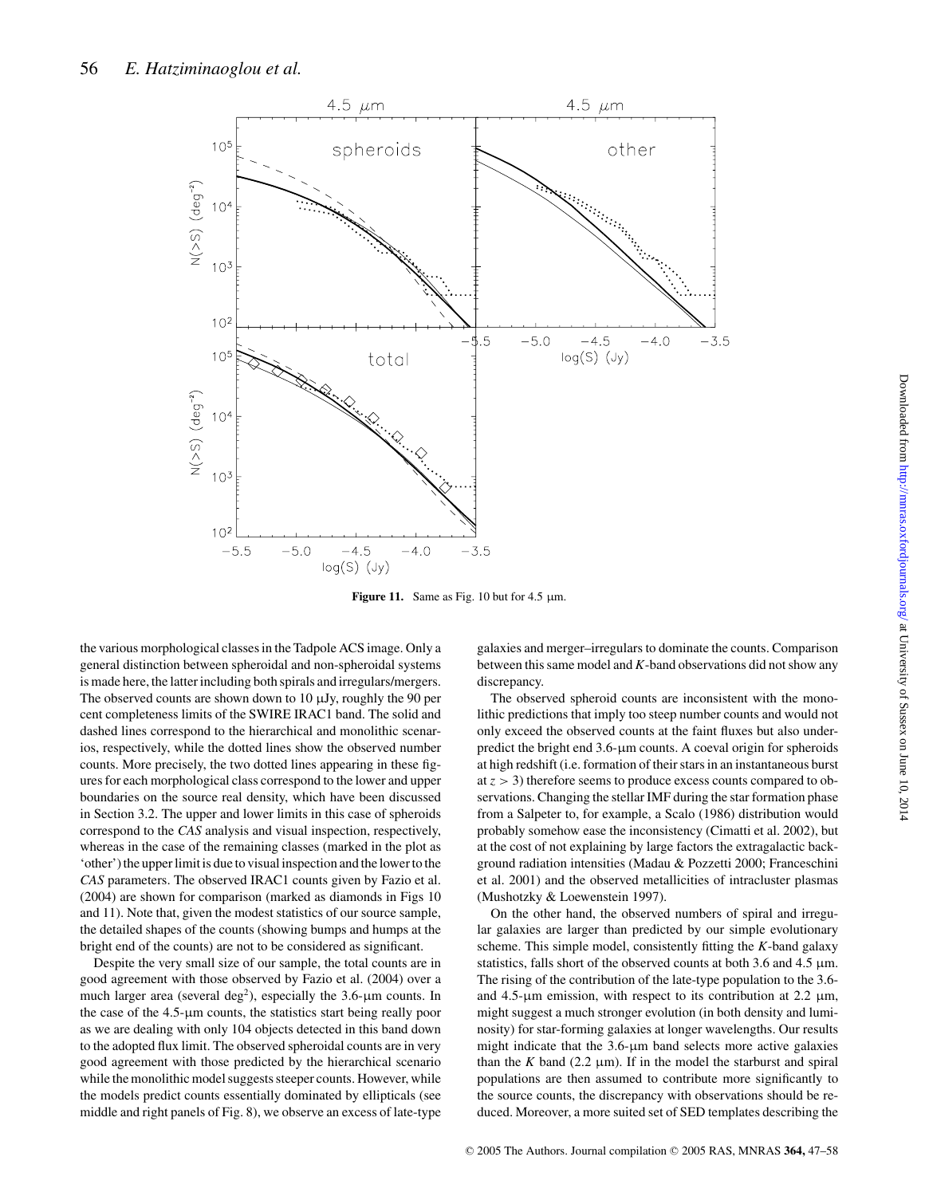**Figure 11.** Same as Fig. 10 but for 4.5 μm.

the various morphological classes in the Tadpole ACS image. Only a general distinction between spheroidal and non-spheroidal systems is made here, the latter including both spirals and irregulars/mergers. The observed counts are shown down to 10 μJy, roughly the 90 per cent completeness limits of the SWIRE IRAC1 band. The solid and dashed lines correspond to the hierarchical and monolithic scenarios, respectively, while the dotted lines show the observed number counts. More precisely, the two dotted lines appearing in these figures for each morphological class correspond to the lower and upper boundaries on the source real density, which have been discussed in Section 3.2. The upper and lower limits in this case of spheroids correspond to the *CAS* analysis and visual inspection, respectively, whereas in the case of the remaining classes (marked in the plot as 'other') the upper limit is due to visual inspection and the lower to the *CAS* parameters. The observed IRAC1 counts given by Fazio et al. (2004) are shown for comparison (marked as diamonds in Figs 10 and 11). Note that, given the modest statistics of our source sample, the detailed shapes of the counts (showing bumps and humps at the bright end of the counts) are not to be considered as significant.

Despite the very small size of our sample, the total counts are in good agreement with those observed by Fazio et al. (2004) over a much larger area (several $\mathrm{deg}^2$), especially the 3.6-μm counts. In the case of the 4.5-μm counts, the statistics start being really poor as we are dealing with only 104 objects detected in this band down to the adopted flux limit. The observed spheroidal counts are in very good agreement with those predicted by the hierarchical scenario while the monolithic model suggests steeper counts. However, while the models predict counts essentially dominated by ellipticals (see middle and right panels of Fig. 8), we observe an excess of late-type galaxies and merger–irregulars to dominate the counts. Comparison between this same model and *K*-band observations did not show any discrepancy.

The observed spheroid counts are inconsistent with the monolithic predictions that imply too steep number counts and would not only exceed the observed counts at the faint fluxes but also underpredict the bright end 3.6-μm counts. A coeval origin for spheroids at high redshift (i.e. formation of their stars in an instantaneous burst at $z > 3$) therefore seems to produce excess counts compared to observations. Changing the stellar IMF during the star formation phase from a Salpeter to, for example, a Scalo (1986) distribution would probably somehow ease the inconsistency (Cimatti et al. 2002), but at the cost of not explaining by large factors the extragalactic background radiation intensities (Madau & Pozzetti 2000; Franceschini et al. 2001) and the observed metallicities of intracluster plasmas (Mushotzky & Loewenstein 1997).

On the other hand, the observed numbers of spiral and irregular galaxies are larger than predicted by our simple evolutionary scheme. This simple model, consistently fitting the *K*-band galaxy statistics, falls short of the observed counts at both 3.6 and 4.5 μm. The rising of the contribution of the late-type population to the 3.6- and 4.5-μm emission, with respect to its contribution at 2.2 μm, might suggest a much stronger evolution (in both density and luminosity) for star-forming galaxies at longer wavelengths. Our results might indicate that the 3.6-μm band selects more active galaxies than the *K* band (2.2 μm). If in the model the starburst and spiral populations are then assumed to contribute more significantly to the source counts, the discrepancy with observations should be reduced. Moreover, a more suited set of SED templates describing the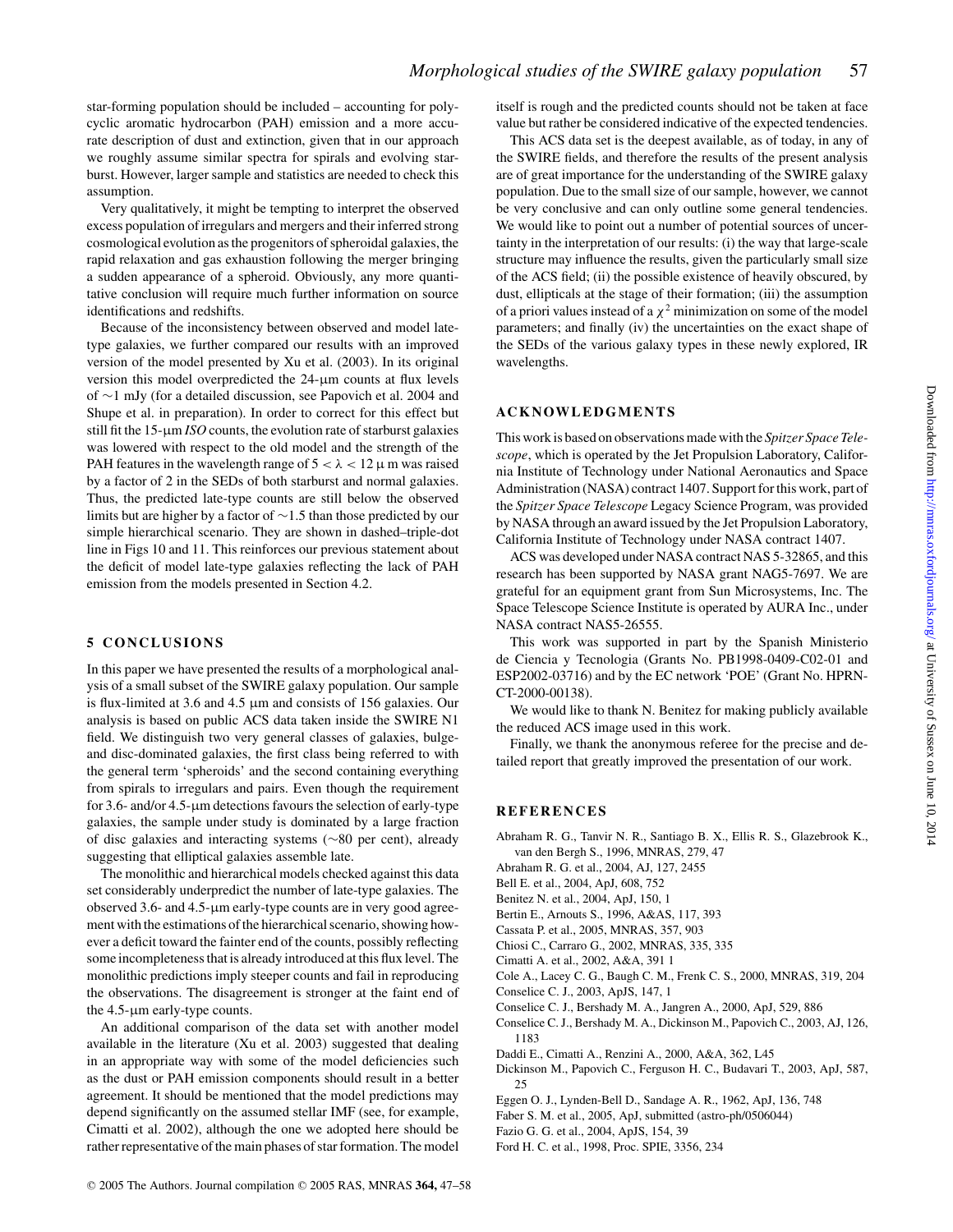star-forming population should be included – accounting for polycyclic aromatic hydrocarbon (PAH) emission and a more accurate description of dust and extinction, given that in our approach we roughly assume similar spectra for spirals and evolving starburst. However, larger sample and statistics are needed to check this assumption.

Very qualitatively, it might be tempting to interpret the observed excess population of irregulars and mergers and their inferred strong cosmological evolution as the progenitors of spheroidal galaxies, the rapid relaxation and gas exhaustion following the merger bringing a sudden appearance of a spheroid. Obviously, any more quantitative conclusion will require much further information on source identifications and redshifts.

Because of the inconsistency between observed and model late-type galaxies, we further compared our results with an improved version of the model presented by Xu et al. (2003). In its original version this model overpredicted the 24-μm counts at flux levels of ∼1 mJy (for a detailed discussion, see Papovich et al. 2004 and Shupe et al. in preparation). In order to correct for this effect but still fit the 15-μm *ISO* counts, the evolution rate of starburst galaxies was lowered with respect to the old model and the strength of the PAH features in the wavelength range of $5 < \lambda < 12\,\mu$m was raised by a factor of 2 in the SEDs of both starburst and normal galaxies. Thus, the predicted late-type counts are still below the observed limits but are higher by a factor of ∼1.5 than those predicted by our simple hierarchical scenario. They are shown in dashed–triple-dot line in Figs 10 and 11. This reinforces our previous statement about the deficit of model late-type galaxies reflecting the lack of PAH emission from the models presented in Section 4.2.

## 5 CONCLUSIONS

In this paper we have presented the results of a morphological analysis of a small subset of the SWIRE galaxy population. Our sample is flux-limited at 3.6 and 4.5 μm and consists of 156 galaxies. Our analysis is based on public ACS data taken inside the SWIRE N1 field. We distinguish two very general classes of galaxies, bulge- and disc-dominated galaxies, the first class being referred to with the general term 'spheroids' and the second containing everything from spirals to irregulars and pairs. Even though the requirement for 3.6- and/or 4.5-μm detections favours the selection of early-type galaxies, the sample under study is dominated by a large fraction of disc galaxies and interacting systems (∼80 per cent), already suggesting that elliptical galaxies assemble late.

The monolithic and hierarchical models checked against this data set considerably underpredict the number of late-type galaxies. The observed 3.6- and 4.5-μm early-type counts are in very good agreement with the estimations of the hierarchical scenario, showing however a deficit toward the fainter end of the counts, possibly reflecting some incompleteness that is already introduced at this flux level. The monolithic predictions imply steeper counts and fail in reproducing the observations. The disagreement is stronger at the faint end of the 4.5-μm early-type counts.

An additional comparison of the data set with another model available in the literature (Xu et al. 2003) suggested that dealing in an appropriate way with some of the model deficiencies such as the dust or PAH emission components should result in a better agreement. It should be mentioned that the model predictions may depend significantly on the assumed stellar IMF (see, for example, Cimatti et al. 2002), although the one we adopted here should be rather representative of the main phases of star formation. The model itself is rough and the predicted counts should not be taken at face value but rather be considered indicative of the expected tendencies.

This ACS data set is the deepest available, as of today, in any of the SWIRE fields, and therefore the results of the present analysis are of great importance for the understanding of the SWIRE galaxy population. Due to the small size of our sample, however, we cannot be very conclusive and can only outline some general tendencies. We would like to point out a number of potential sources of uncertainty in the interpretation of our results: (i) the way that large-scale structure may influence the results, given the particularly small size of the ACS field; (ii) the possible existence of heavily obscured, by dust, ellipticals at the stage of their formation; (iii) the assumption of a priori values instead of a $\chi^2$ minimization on some of the model parameters; and finally (iv) the uncertainties on the exact shape of the SEDs of the various galaxy types in these newly explored, IR wavelengths.

## ACKNOWLEDGMENTS

This work is based on observations made with the *Spitzer Space Telescope*, which is operated by the Jet Propulsion Laboratory, California Institute of Technology under National Aeronautics and Space Administration (NASA) contract 1407. Support for this work, part of the *Spitzer Space Telescope* Legacy Science Program, was provided by NASA through an award issued by the Jet Propulsion Laboratory, California Institute of Technology under NASA contract 1407.

ACS was developed under NASA contract NAS 5-32865, and this research has been supported by NASA grant NAG5-7697. We are grateful for an equipment grant from Sun Microsystems, Inc. The Space Telescope Science Institute is operated by AURA Inc., under NASA contract NAS5-26555.

This work was supported in part by the Spanish Ministerio de Ciencia y Tecnologia (Grants No. PB1998-0409-C02-01 and ESP2002-03716) and by the EC network 'POE' (Grant No. HPRN-CT-2000-00138).

We would like to thank N. Benitez for making publicly available the reduced ACS image used in this work.

Finally, we thank the anonymous referee for the precise and detailed report that greatly improved the presentation of our work.

## REFERENCES

Abraham R. G., Tanvir N. R., Santiago B. X., Ellis R. S., Glazebrook K., van den Bergh S., 1996, MNRAS, 279, 47
Abraham R. G. et al., 2004, AJ, 127, 2455
Bell E. et al., 2004, ApJ, 608, 752
Benitez N. et al., 2004, ApJ, 150, 1
Bertin E., Arnouts S., 1996, A&AS, 117, 393
Cassata P. et al., 2005, MNRAS, 357, 903
Chiosi C., Carraro G., 2002, MNRAS, 335, 335
Cimatti A. et al., 2002, A&A, 391 1
Cole A., Lacey C. G., Baugh C. M., Frenk C. S., 2000, MNRAS, 319, 204
Conselice C. J., 2003, ApJS, 147, 1
Conselice C. J., Bershady M. A., Jangren A., 2000, ApJ, 529, 886
Conselice C. J., Bershady M. A., Dickinson M., Papovich C., 2003, AJ, 126, 1183
Daddi E., Cimatti A., Renzini A., 2000, A&A, 362, L45
Dickinson M., Papovich C., Ferguson H. C., Budavari T., 2003, ApJ, 587, 25
Eggen O. J., Lynden-Bell D., Sandage A. R., 1962, ApJ, 136, 748
Faber S. M. et al., 2005, ApJ, submitted (astro-ph/0506044)
Fazio G. G. et al., 2004, ApJS, 154, 39
Ford H. C. et al., 1998, Proc. SPIE, 3356, 234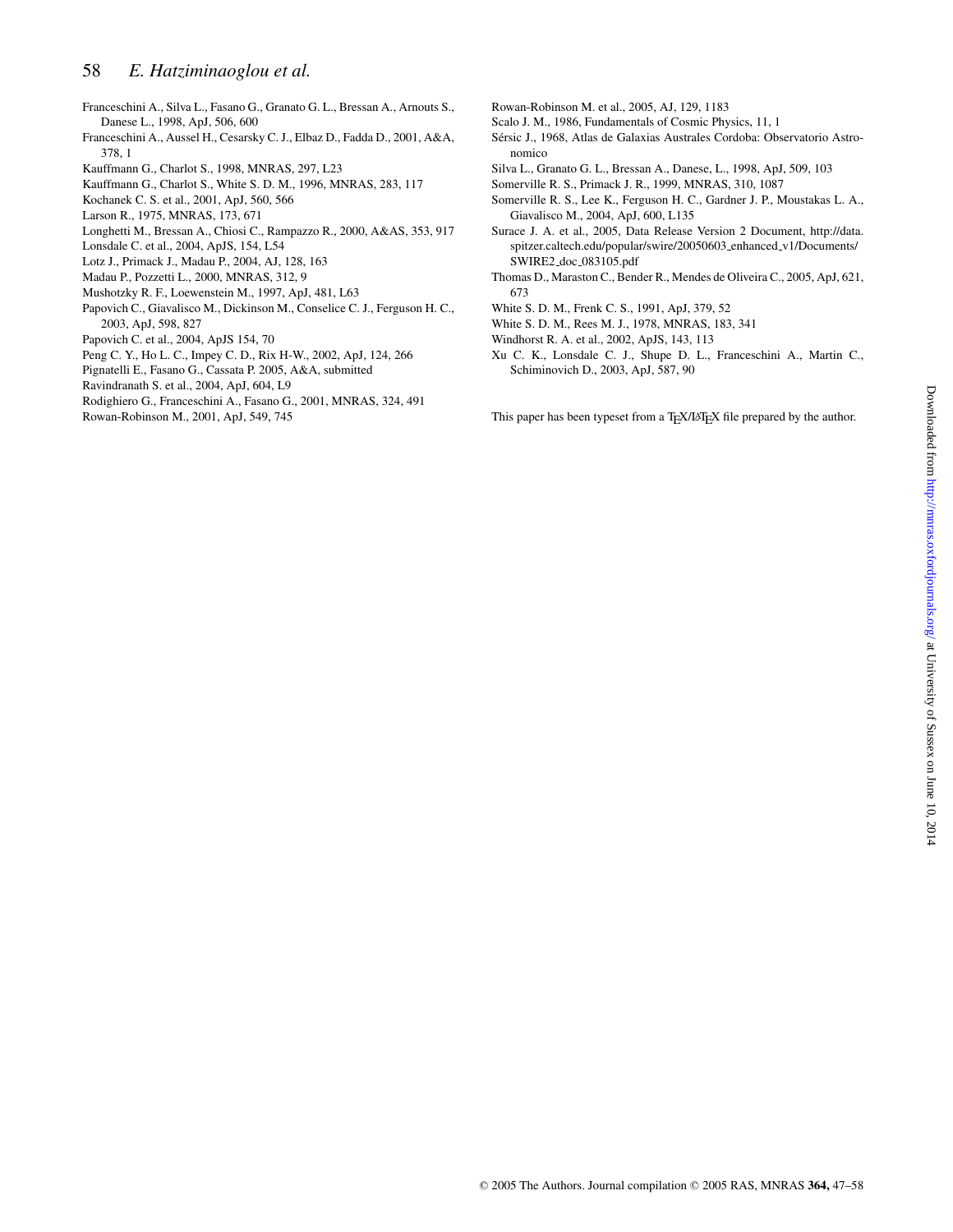Franceschini A., Silva L., Fasano G., Granato G. L., Bressan A., Arnouts S., Danese L., 1998, ApJ, 506, 600

Franceschini A., Aussel H., Cesarsky C. J., Elbaz D., Fadda D., 2001, A&A, 378, 1

Kauffmann G., Charlot S., 1998, MNRAS, 297, L23

Kauffmann G., Charlot S., White S. D. M., 1996, MNRAS, 283, 117

Kochanek C. S. et al., 2001, ApJ, 560, 566

Larson R., 1975, MNRAS, 173, 671

Longhetti M., Bressan A., Chiosi C., Rampazzo R., 2000, A&AS, 353, 917

Lonsdale C. et al., 2004, ApJS, 154, L54

Lotz J., Primack J., Madau P., 2004, AJ, 128, 163

Madau P., Pozzetti L., 2000, MNRAS, 312, 9

Mushotzky R. F., Loewenstein M., 1997, ApJ, 481, L63

Papovich C., Giavalisco M., Dickinson M., Conselice C. J., Ferguson H. C., 2003, ApJ, 598, 827

Papovich C. et al., 2004, ApJS 154, 70

Peng C. Y., Ho L. C., Impey C. D., Rix H-W., 2002, ApJ, 124, 266

Pignatelli E., Fasano G., Cassata P. 2005, A&A, submitted

Ravindranath S. et al., 2004, ApJ, 604, L9

Rodighiero G., Franceschini A., Fasano G., 2001, MNRAS, 324, 491

Rowan-Robinson M., 2001, ApJ, 549, 745

Rowan-Robinson M. et al., 2005, AJ, 129, 1183

Scalo J. M., 1986, Fundamentals of Cosmic Physics, 11, 1

Sérsic J., 1968, Atlas de Galaxias Australes Cordoba: Observatorio Astronomico

Silva L., Granato G. L., Bressan A., Danese, L., 1998, ApJ, 509, 103

Somerville R. S., Primack J. R., 1999, MNRAS, 310, 1087

Somerville R. S., Lee K., Ferguson H. C., Gardner J. P., Moustakas L. A., Giavalisco M., 2004, ApJ, 600, L135

Surace J. A. et al., 2005, Data Release Version 2 Document, http://data.spitzer.caltech.edu/popular/swire/20050603_enhanced_v1/Documents/SWIRE2_doc_083105.pdf

Thomas D., Maraston C., Bender R., Mendes de Oliveira C., 2005, ApJ, 621, 673

White S. D. M., Frenk C. S., 1991, ApJ, 379, 52

White S. D. M., Rees M. J., 1978, MNRAS, 183, 341

Windhorst R. A. et al., 2002, ApJS, 143, 113

Xu C. K., Lonsdale C. J., Shupe D. L., Franceschini A., Martin C., Schiminovich D., 2003, ApJ, 587, 90

This paper has been typeset from a TEX/LATEX file prepared by the author.